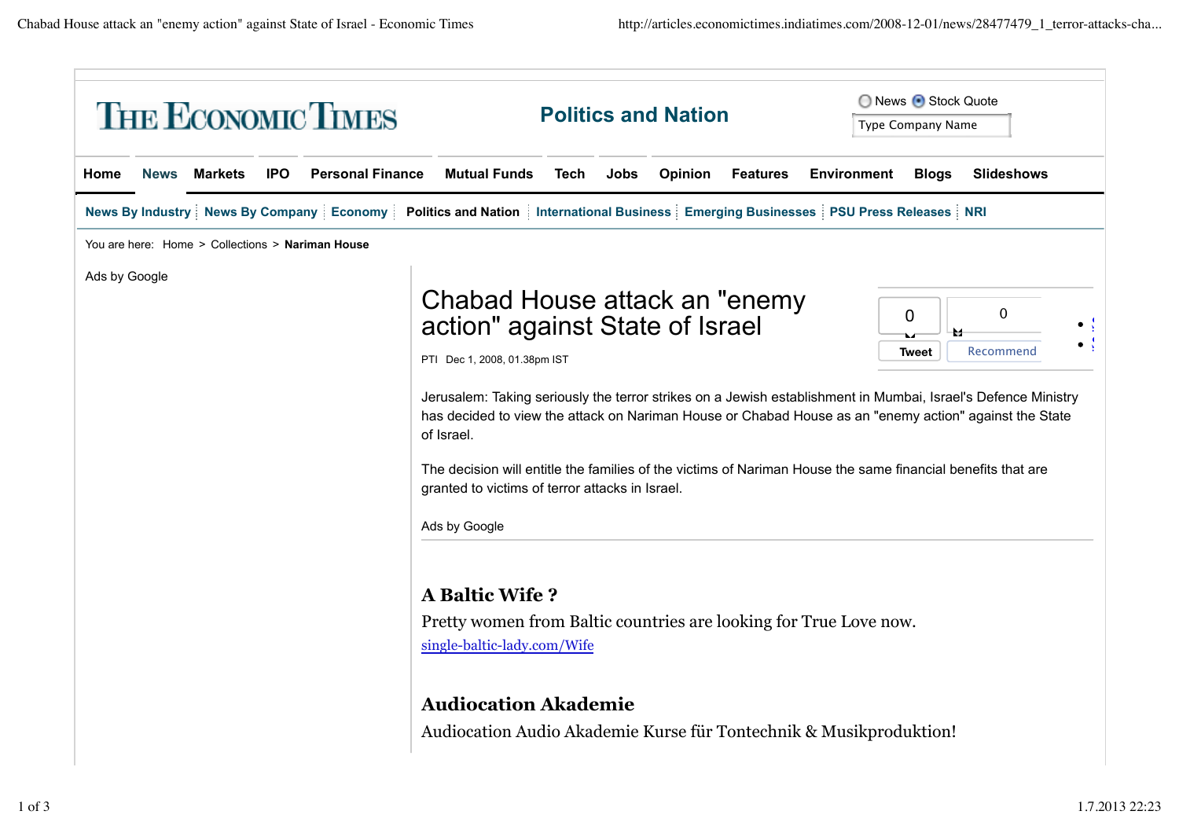THE ECONOMIC TIMES

Politics and Nation

News Stock Quote

Type Company Name

Home | News | Markets | IPO | Personal Finance | Mutual Funds | Tech | Jobs | Opinion | Features | Environment | Blogs | Slideshows

News By Industry | News By Company | Economy | Politics and Nation | International Business | Emerging Businesses | PSU Press Releases | NRI

You are here: Home > Collections > **Nariman House**

Ads by Google

# Chabad House attack an "enemy action" against State of Israel

PTI Dec 1, 2008, 01.38pm IST

0 Tweet | 0 Recommend

Jerusalem: Taking seriously the terror strikes on a Jewish establishment in Mumbai, Israel's Defence Ministry has decided to view the attack on Nariman House or Chabad House as an "enemy action" against the State of Israel.

The decision will entitle the families of the victims of Nariman House the same financial benefits that are granted to victims of terror attacks in Israel.

Ads by Google

### A Baltic Wife ?

Pretty women from Baltic countries are looking for True Love now.

single-baltic-lady.com/Wife

### Audiocation Akademie

Audiocation Audio Akademie Kurse für Tontechnik & Musikproduktion!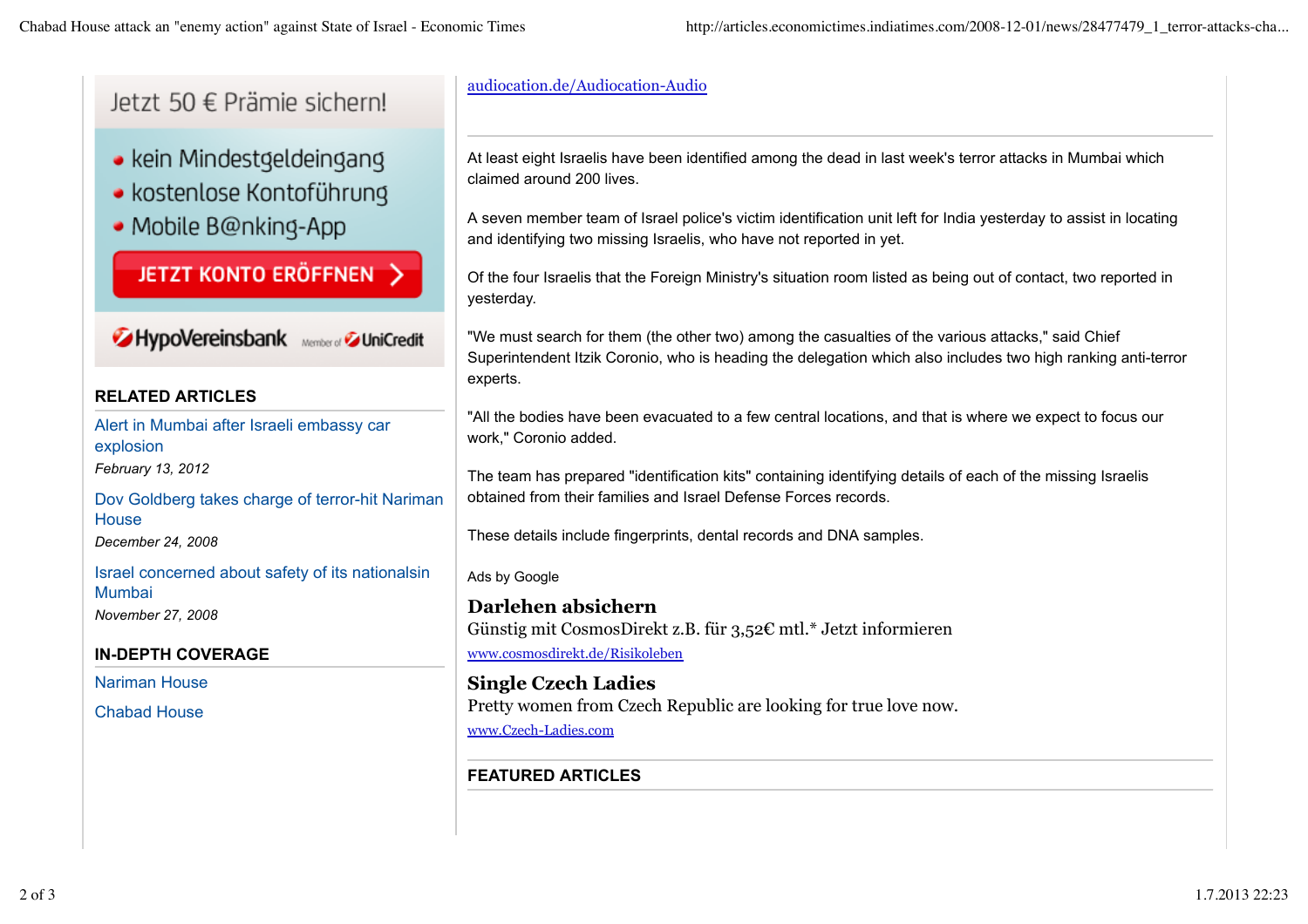Jetzt 50 € Prämie sichern!

- kein Mindestgeldeingang
- kostenlose Kontoführung
- Mobile B@nking-App

JETZT KONTO ERÖFFNEN

HypoVereinsbank Member of UniCredit

audiocation.de/Audiocation-Audio

At least eight Israelis have been identified among the dead in last week's terror attacks in Mumbai which claimed around 200 lives.

A seven member team of Israel police's victim identification unit left for India yesterday to assist in locating and identifying two missing Israelis, who have not reported in yet.

Of the four Israelis that the Foreign Ministry's situation room listed as being out of contact, two reported in yesterday.

"We must search for them (the other two) among the casualties of the various attacks," said Chief Superintendent Itzik Coronio, who is heading the delegation which also includes two high ranking anti-terror experts.

"All the bodies have been evacuated to a few central locations, and that is where we expect to focus our work," Coronio added.

The team has prepared "identification kits" containing identifying details of each of the missing Israelis obtained from their families and Israel Defense Forces records.

These details include fingerprints, dental records and DNA samples.

Ads by Google

**Darlehen absichern**
Günstig mit CosmosDirekt z.B. für 3,52€ mtl.* Jetzt informieren
www.cosmosdirekt.de/Risikoleben

**Single Czech Ladies**
Pretty women from Czech Republic are looking for true love now.
www.Czech-Ladies.com

## RELATED ARTICLES

Alert in Mumbai after Israeli embassy car explosion
*February 13, 2012*

Dov Goldberg takes charge of terror-hit Nariman House
*December 24, 2008*

Israel concerned about safety of its nationalsin Mumbai
*November 27, 2008*

## IN-DEPTH COVERAGE

Nariman House

Chabad House

## FEATURED ARTICLES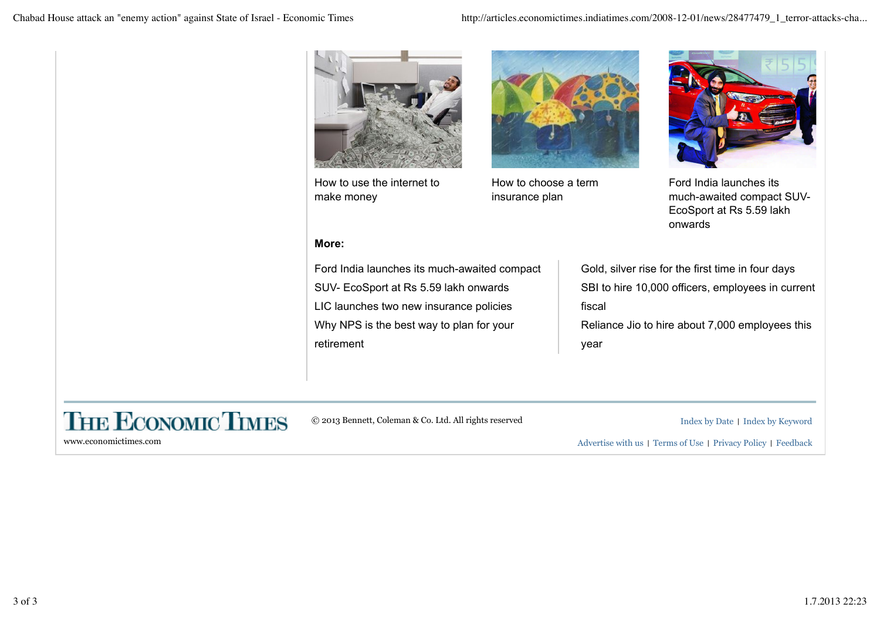How to use the internet to make money

How to choose a term insurance plan

Ford India launches its much-awaited compact SUV- EcoSport at Rs 5.59 lakh onwards

**More:**

- Ford India launches its much-awaited compact SUV- EcoSport at Rs 5.59 lakh onwards
- LIC launches two new insurance policies
- Why NPS is the best way to plan for your retirement
- Gold, silver rise for the first time in four days
- SBI to hire 10,000 officers, employees in current fiscal
- Reliance Jio to hire about 7,000 employees this year

THE ECONOMIC TIMES

www.economictimes.com

© 2013 Bennett, Coleman & Co. Ltd. All rights reserved

Index by Date | Index by Keyword

Advertise with us | Terms of Use | Privacy Policy | Feedback